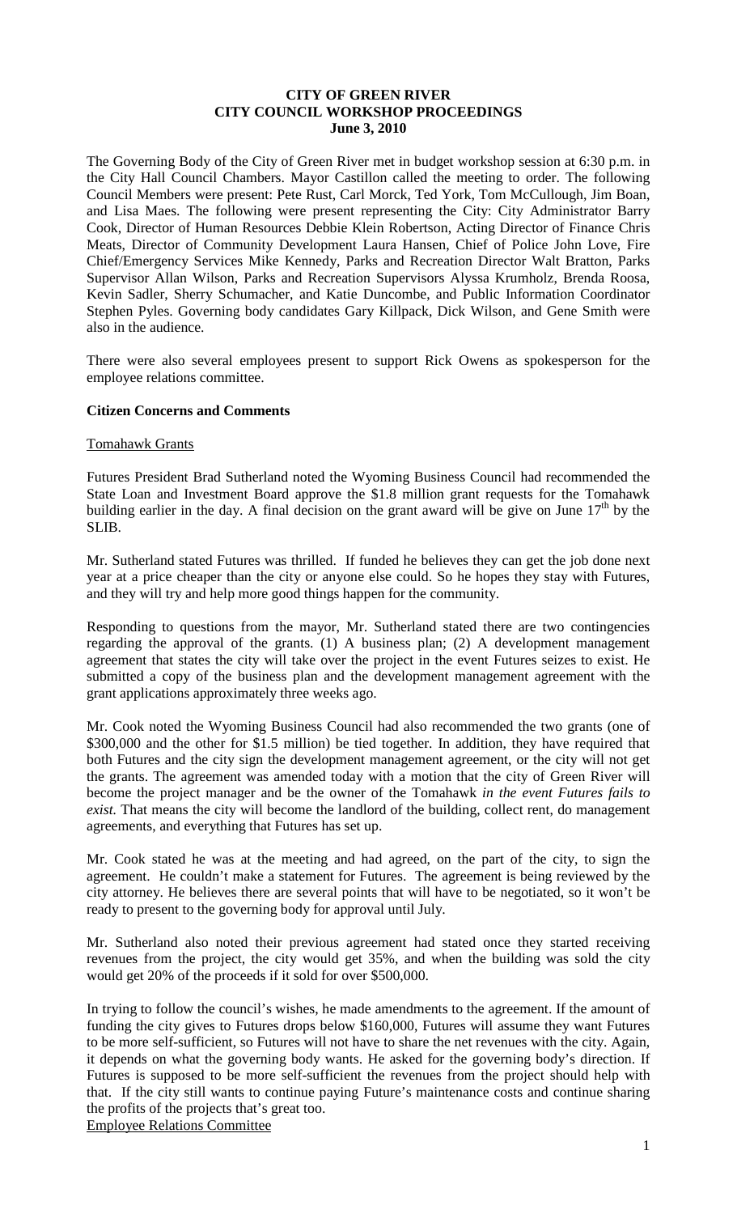**CITY OF GREEN RIVER**
**CITY COUNCIL WORKSHOP PROCEEDINGS**
**June 3, 2010**

The Governing Body of the City of Green River met in budget workshop session at 6:30 p.m. in the City Hall Council Chambers. Mayor Castillon called the meeting to order. The following Council Members were present: Pete Rust, Carl Morck, Ted York, Tom McCullough, Jim Boan, and Lisa Maes. The following were present representing the City: City Administrator Barry Cook, Director of Human Resources Debbie Klein Robertson, Acting Director of Finance Chris Meats, Director of Community Development Laura Hansen, Chief of Police John Love, Fire Chief/Emergency Services Mike Kennedy, Parks and Recreation Director Walt Bratton, Parks Supervisor Allan Wilson, Parks and Recreation Supervisors Alyssa Krumholz, Brenda Roosa, Kevin Sadler, Sherry Schumacher, and Katie Duncombe, and Public Information Coordinator Stephen Pyles. Governing body candidates Gary Killpack, Dick Wilson, and Gene Smith were also in the audience.

There were also several employees present to support Rick Owens as spokesperson for the employee relations committee.

**Citizen Concerns and Comments**

Tomahawk Grants

Futures President Brad Sutherland noted the Wyoming Business Council had recommended the State Loan and Investment Board approve the $1.8 million grant requests for the Tomahawk building earlier in the day. A final decision on the grant award will be give on June 17th by the SLIB.

Mr. Sutherland stated Futures was thrilled. If funded he believes they can get the job done next year at a price cheaper than the city or anyone else could. So he hopes they stay with Futures, and they will try and help more good things happen for the community.

Responding to questions from the mayor, Mr. Sutherland stated there are two contingencies regarding the approval of the grants. (1) A business plan; (2) A development management agreement that states the city will take over the project in the event Futures seizes to exist. He submitted a copy of the business plan and the development management agreement with the grant applications approximately three weeks ago.

Mr. Cook noted the Wyoming Business Council had also recommended the two grants (one of $300,000 and the other for $1.5 million) be tied together. In addition, they have required that both Futures and the city sign the development management agreement, or the city will not get the grants. The agreement was amended today with a motion that the city of Green River will become the project manager and be the owner of the Tomahawk *in the event Futures fails to exist.* That means the city will become the landlord of the building, collect rent, do management agreements, and everything that Futures has set up.

Mr. Cook stated he was at the meeting and had agreed, on the part of the city, to sign the agreement. He couldn't make a statement for Futures. The agreement is being reviewed by the city attorney. He believes there are several points that will have to be negotiated, so it won't be ready to present to the governing body for approval until July.

Mr. Sutherland also noted their previous agreement had stated once they started receiving revenues from the project, the city would get 35%, and when the building was sold the city would get 20% of the proceeds if it sold for over $500,000.

In trying to follow the council's wishes, he made amendments to the agreement. If the amount of funding the city gives to Futures drops below $160,000, Futures will assume they want Futures to be more self-sufficient, so Futures will not have to share the net revenues with the city. Again, it depends on what the governing body wants. He asked for the governing body's direction. If Futures is supposed to be more self-sufficient the revenues from the project should help with that. If the city still wants to continue paying Future's maintenance costs and continue sharing the profits of the projects that's great too.

Employee Relations Committee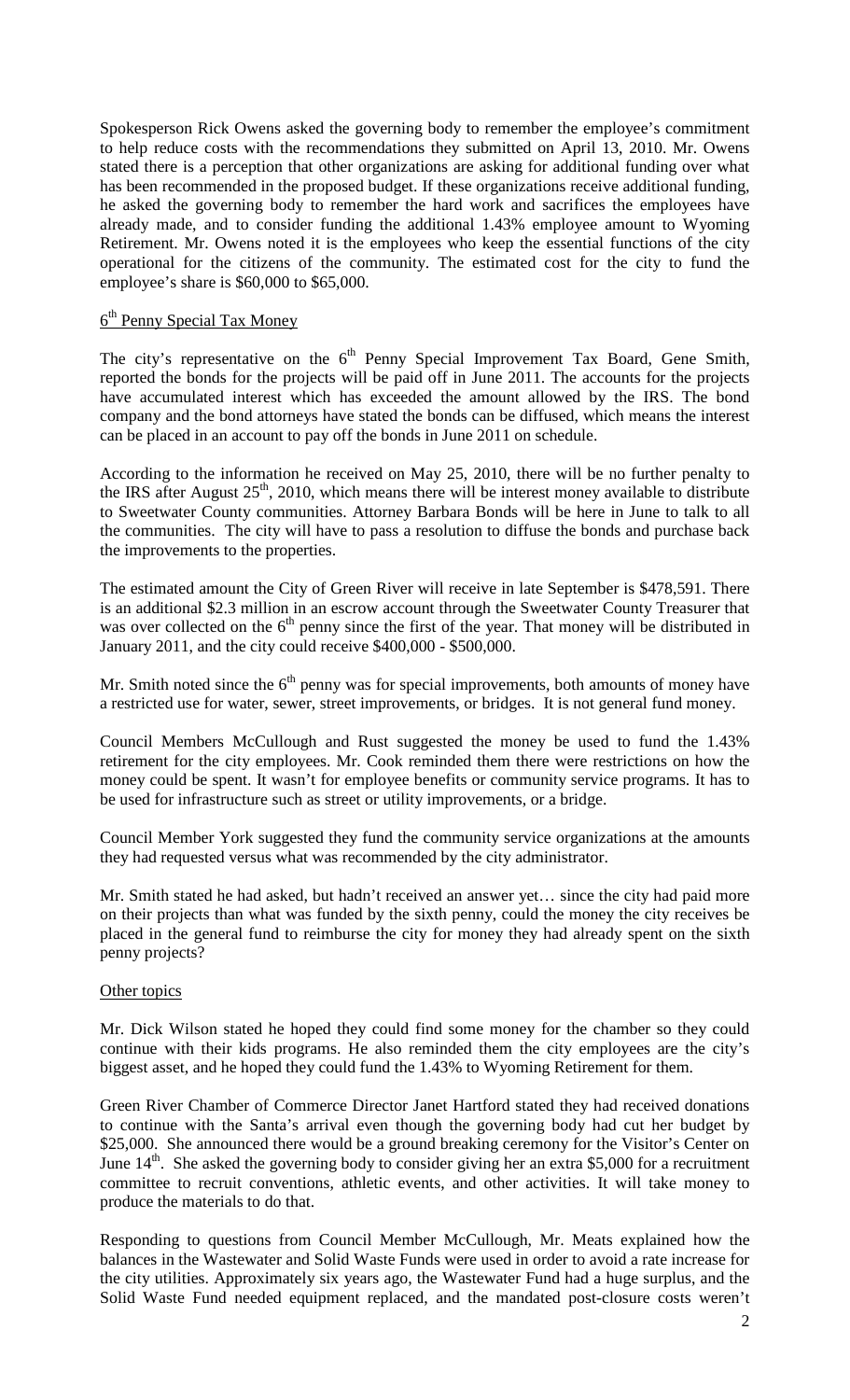Spokesperson Rick Owens asked the governing body to remember the employee's commitment to help reduce costs with the recommendations they submitted on April 13, 2010. Mr. Owens stated there is a perception that other organizations are asking for additional funding over what has been recommended in the proposed budget. If these organizations receive additional funding, he asked the governing body to remember the hard work and sacrifices the employees have already made, and to consider funding the additional 1.43% employee amount to Wyoming Retirement. Mr. Owens noted it is the employees who keep the essential functions of the city operational for the citizens of the community. The estimated cost for the city to fund the employee's share is $60,000 to $65,000.

6th Penny Special Tax Money

The city's representative on the 6th Penny Special Improvement Tax Board, Gene Smith, reported the bonds for the projects will be paid off in June 2011. The accounts for the projects have accumulated interest which has exceeded the amount allowed by the IRS. The bond company and the bond attorneys have stated the bonds can be diffused, which means the interest can be placed in an account to pay off the bonds in June 2011 on schedule.

According to the information he received on May 25, 2010, there will be no further penalty to the IRS after August 25th, 2010, which means there will be interest money available to distribute to Sweetwater County communities. Attorney Barbara Bonds will be here in June to talk to all the communities. The city will have to pass a resolution to diffuse the bonds and purchase back the improvements to the properties.

The estimated amount the City of Green River will receive in late September is $478,591. There is an additional $2.3 million in an escrow account through the Sweetwater County Treasurer that was over collected on the 6th penny since the first of the year. That money will be distributed in January 2011, and the city could receive $400,000 - $500,000.

Mr. Smith noted since the 6th penny was for special improvements, both amounts of money have a restricted use for water, sewer, street improvements, or bridges. It is not general fund money.

Council Members McCullough and Rust suggested the money be used to fund the 1.43% retirement for the city employees. Mr. Cook reminded them there were restrictions on how the money could be spent. It wasn't for employee benefits or community service programs. It has to be used for infrastructure such as street or utility improvements, or a bridge.

Council Member York suggested they fund the community service organizations at the amounts they had requested versus what was recommended by the city administrator.

Mr. Smith stated he had asked, but hadn't received an answer yet… since the city had paid more on their projects than what was funded by the sixth penny, could the money the city receives be placed in the general fund to reimburse the city for money they had already spent on the sixth penny projects?

Other topics

Mr. Dick Wilson stated he hoped they could find some money for the chamber so they could continue with their kids programs. He also reminded them the city employees are the city's biggest asset, and he hoped they could fund the 1.43% to Wyoming Retirement for them.

Green River Chamber of Commerce Director Janet Hartford stated they had received donations to continue with the Santa's arrival even though the governing body had cut her budget by $25,000. She announced there would be a ground breaking ceremony for the Visitor's Center on June 14th. She asked the governing body to consider giving her an extra $5,000 for a recruitment committee to recruit conventions, athletic events, and other activities. It will take money to produce the materials to do that.

Responding to questions from Council Member McCullough, Mr. Meats explained how the balances in the Wastewater and Solid Waste Funds were used in order to avoid a rate increase for the city utilities. Approximately six years ago, the Wastewater Fund had a huge surplus, and the Solid Waste Fund needed equipment replaced, and the mandated post-closure costs weren't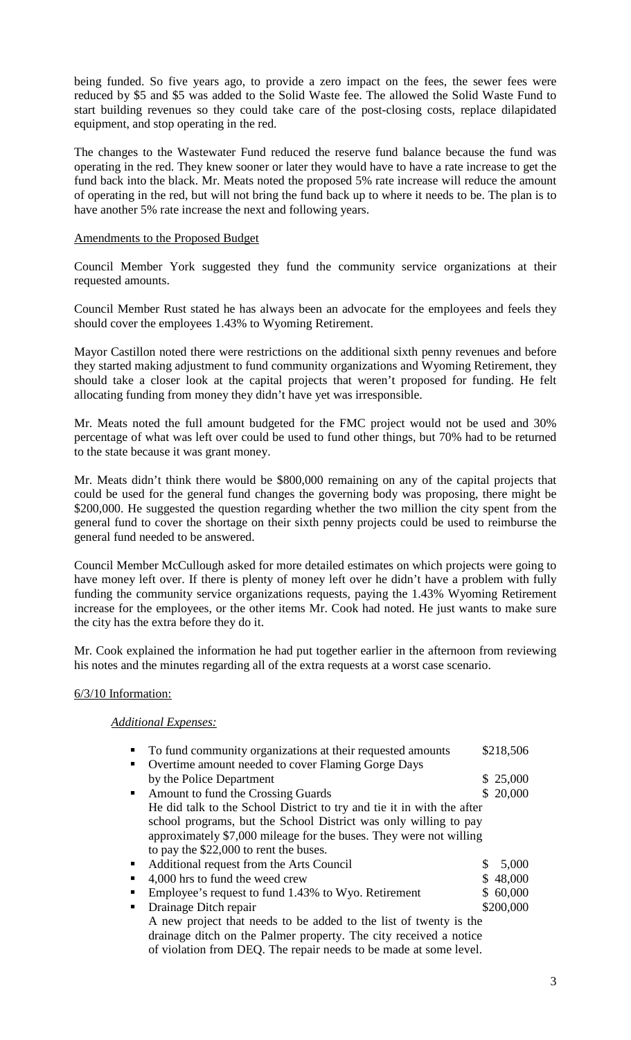being funded. So five years ago, to provide a zero impact on the fees, the sewer fees were reduced by $5 and $5 was added to the Solid Waste fee. The allowed the Solid Waste Fund to start building revenues so they could take care of the post-closing costs, replace dilapidated equipment, and stop operating in the red.

The changes to the Wastewater Fund reduced the reserve fund balance because the fund was operating in the red. They knew sooner or later they would have to have a rate increase to get the fund back into the black. Mr. Meats noted the proposed 5% rate increase will reduce the amount of operating in the red, but will not bring the fund back up to where it needs to be. The plan is to have another 5% rate increase the next and following years.

Amendments to the Proposed Budget

Council Member York suggested they fund the community service organizations at their requested amounts.

Council Member Rust stated he has always been an advocate for the employees and feels they should cover the employees 1.43% to Wyoming Retirement.

Mayor Castillon noted there were restrictions on the additional sixth penny revenues and before they started making adjustment to fund community organizations and Wyoming Retirement, they should take a closer look at the capital projects that weren't proposed for funding. He felt allocating funding from money they didn't have yet was irresponsible.

Mr. Meats noted the full amount budgeted for the FMC project would not be used and 30% percentage of what was left over could be used to fund other things, but 70% had to be returned to the state because it was grant money.

Mr. Meats didn't think there would be $800,000 remaining on any of the capital projects that could be used for the general fund changes the governing body was proposing, there might be $200,000. He suggested the question regarding whether the two million the city spent from the general fund to cover the shortage on their sixth penny projects could be used to reimburse the general fund needed to be answered.

Council Member McCullough asked for more detailed estimates on which projects were going to have money left over. If there is plenty of money left over he didn't have a problem with fully funding the community service organizations requests, paying the 1.43% Wyoming Retirement increase for the employees, or the other items Mr. Cook had noted. He just wants to make sure the city has the extra before they do it.

Mr. Cook explained the information he had put together earlier in the afternoon from reviewing his notes and the minutes regarding all of the extra requests at a worst case scenario.

6/3/10 Information:

*Additional Expenses:*

- To fund community organizations at their requested amounts — $218,506
- Overtime amount needed to cover Flaming Gorge Days by the Police Department — $ 25,000
- Amount to fund the Crossing Guards — $ 20,000
  He did talk to the School District to try and tie it in with the after school programs, but the School District was only willing to pay approximately $7,000 mileage for the buses. They were not willing to pay the $22,000 to rent the buses.
- Additional request from the Arts Council — $ 5,000
- 4,000 hrs to fund the weed crew — $ 48,000
- Employee's request to fund 1.43% to Wyo. Retirement — $ 60,000
- Drainage Ditch repair — $200,000
  A new project that needs to be added to the list of twenty is the drainage ditch on the Palmer property. The city received a notice of violation from DEQ. The repair needs to be made at some level.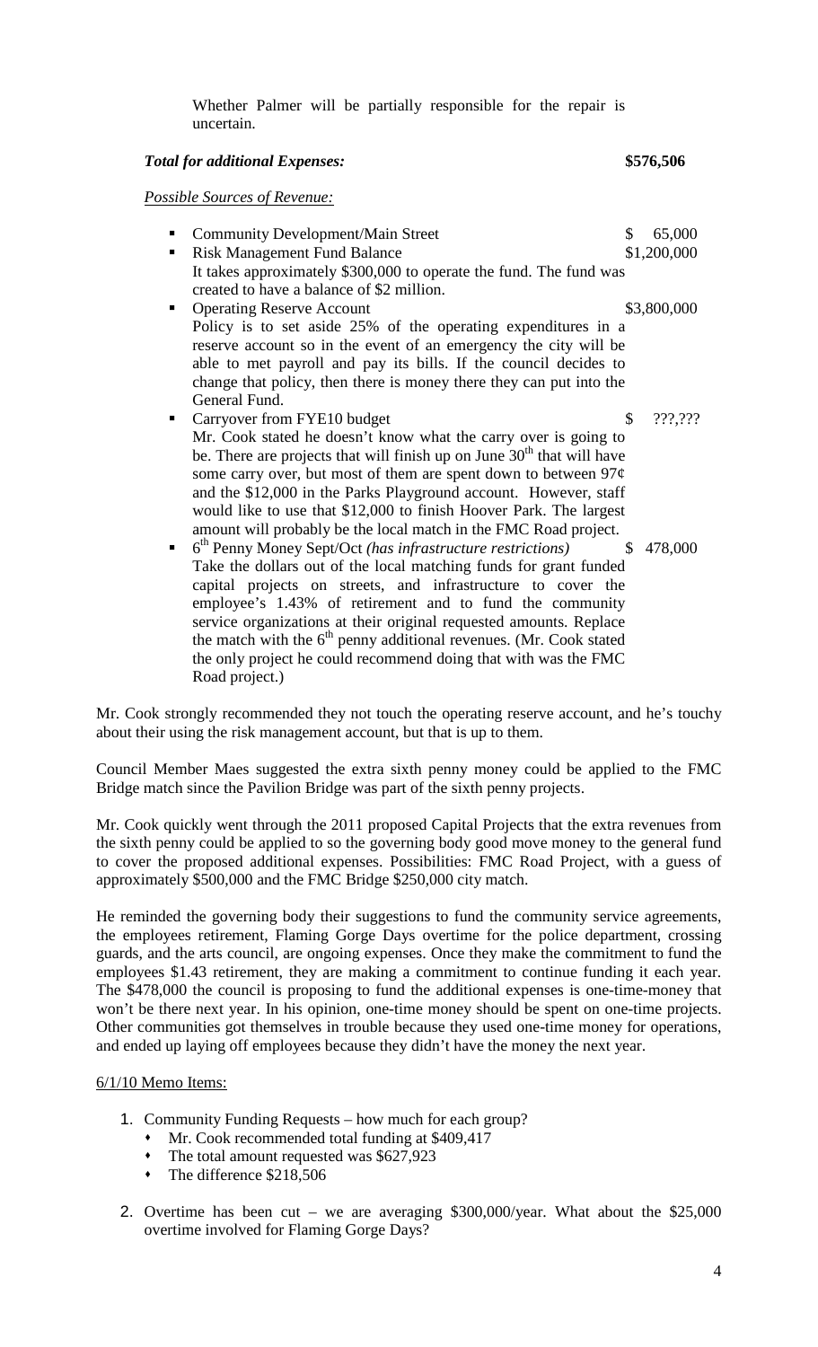Whether Palmer will be partially responsible for the repair is uncertain.

***Total for additional Expenses:*** **\$576,506**

*Possible Sources of Revenue:*

- Community Development/Main Street \$ 65,000
- Risk Management Fund Balance \$1,200,000
  It takes approximately \$300,000 to operate the fund. The fund was created to have a balance of \$2 million.
- Operating Reserve Account \$3,800,000
  Policy is to set aside 25% of the operating expenditures in a reserve account so in the event of an emergency the city will be able to met payroll and pay its bills. If the council decides to change that policy, then there is money there they can put into the General Fund.
- Carryover from FYE10 budget \$ ???,???
  Mr. Cook stated he doesn't know what the carry over is going to be. There are projects that will finish up on June 30th that will have some carry over, but most of them are spent down to between 97¢ and the \$12,000 in the Parks Playground account. However, staff would like to use that \$12,000 to finish Hoover Park. The largest amount will probably be the local match in the FMC Road project.
- 6th Penny Money Sept/Oct *(has infrastructure restrictions)* \$ 478,000
  Take the dollars out of the local matching funds for grant funded capital projects on streets, and infrastructure to cover the employee's 1.43% of retirement and to fund the community service organizations at their original requested amounts. Replace the match with the 6th penny additional revenues. (Mr. Cook stated the only project he could recommend doing that with was the FMC Road project.)

Mr. Cook strongly recommended they not touch the operating reserve account, and he's touchy about their using the risk management account, but that is up to them.

Council Member Maes suggested the extra sixth penny money could be applied to the FMC Bridge match since the Pavilion Bridge was part of the sixth penny projects.

Mr. Cook quickly went through the 2011 proposed Capital Projects that the extra revenues from the sixth penny could be applied to so the governing body good move money to the general fund to cover the proposed additional expenses. Possibilities: FMC Road Project, with a guess of approximately \$500,000 and the FMC Bridge \$250,000 city match.

He reminded the governing body their suggestions to fund the community service agreements, the employees retirement, Flaming Gorge Days overtime for the police department, crossing guards, and the arts council, are ongoing expenses. Once they make the commitment to fund the employees \$1.43 retirement, they are making a commitment to continue funding it each year. The \$478,000 the council is proposing to fund the additional expenses is one-time-money that won't be there next year. In his opinion, one-time money should be spent on one-time projects. Other communities got themselves in trouble because they used one-time money for operations, and ended up laying off employees because they didn't have the money the next year.

6/1/10 Memo Items:

1. Community Funding Requests – how much for each group?
   - Mr. Cook recommended total funding at \$409,417
   - The total amount requested was \$627,923
   - The difference \$218,506
2. Overtime has been cut – we are averaging \$300,000/year. What about the \$25,000 overtime involved for Flaming Gorge Days?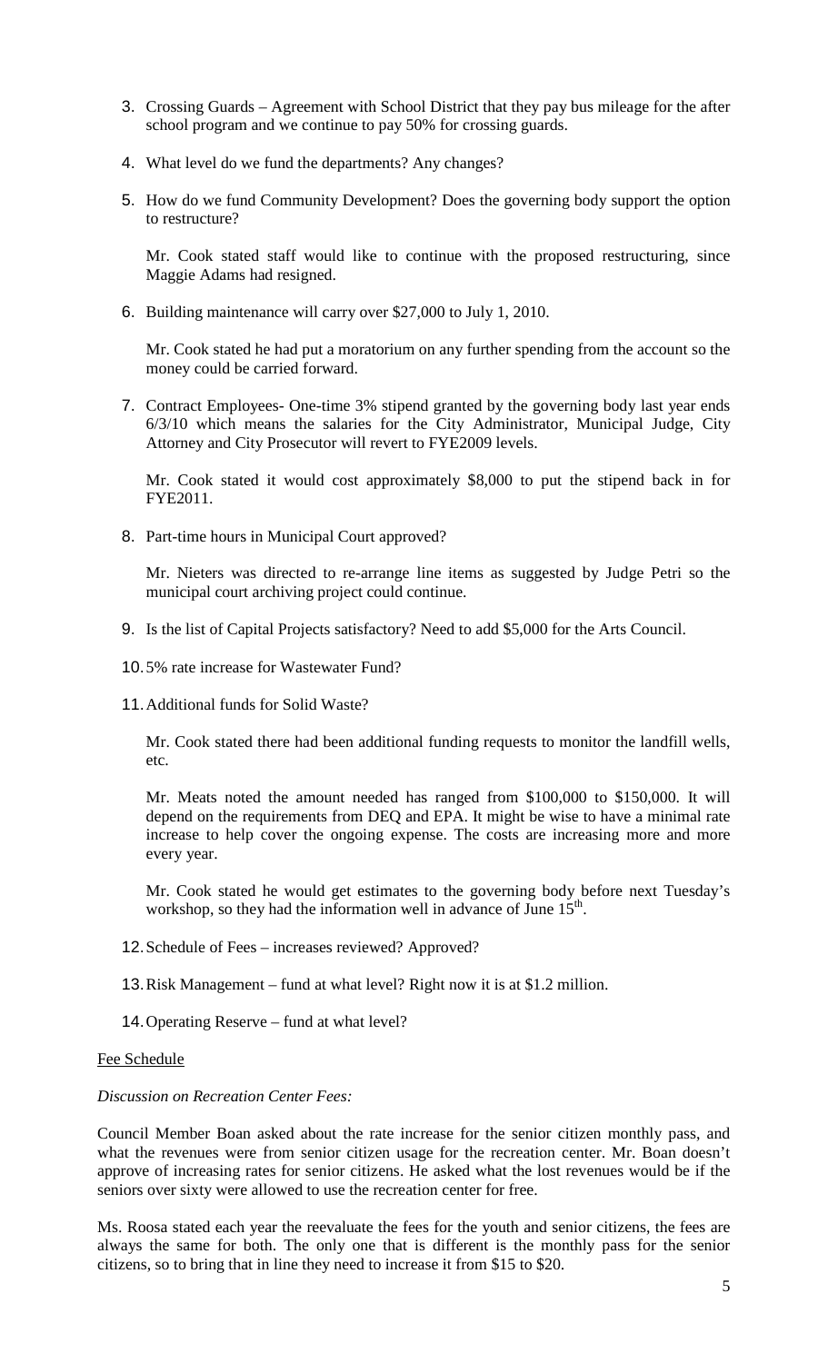3. Crossing Guards – Agreement with School District that they pay bus mileage for the after school program and we continue to pay 50% for crossing guards.

4. What level do we fund the departments? Any changes?

5. How do we fund Community Development? Does the governing body support the option to restructure?

   Mr. Cook stated staff would like to continue with the proposed restructuring, since Maggie Adams had resigned.

6. Building maintenance will carry over $27,000 to July 1, 2010.

   Mr. Cook stated he had put a moratorium on any further spending from the account so the money could be carried forward.

7. Contract Employees- One-time 3% stipend granted by the governing body last year ends 6/3/10 which means the salaries for the City Administrator, Municipal Judge, City Attorney and City Prosecutor will revert to FYE2009 levels.

   Mr. Cook stated it would cost approximately $8,000 to put the stipend back in for FYE2011.

8. Part-time hours in Municipal Court approved?

   Mr. Nieters was directed to re-arrange line items as suggested by Judge Petri so the municipal court archiving project could continue.

9. Is the list of Capital Projects satisfactory? Need to add $5,000 for the Arts Council.

10. 5% rate increase for Wastewater Fund?

11. Additional funds for Solid Waste?

    Mr. Cook stated there had been additional funding requests to monitor the landfill wells, etc.

    Mr. Meats noted the amount needed has ranged from $100,000 to $150,000. It will depend on the requirements from DEQ and EPA. It might be wise to have a minimal rate increase to help cover the ongoing expense. The costs are increasing more and more every year.

    Mr. Cook stated he would get estimates to the governing body before next Tuesday's workshop, so they had the information well in advance of June 15th.

12. Schedule of Fees – increases reviewed? Approved?

13. Risk Management – fund at what level? Right now it is at $1.2 million.

14. Operating Reserve – fund at what level?

Fee Schedule

*Discussion on Recreation Center Fees:*

Council Member Boan asked about the rate increase for the senior citizen monthly pass, and what the revenues were from senior citizen usage for the recreation center. Mr. Boan doesn't approve of increasing rates for senior citizens. He asked what the lost revenues would be if the seniors over sixty were allowed to use the recreation center for free.

Ms. Roosa stated each year the reevaluate the fees for the youth and senior citizens, the fees are always the same for both. The only one that is different is the monthly pass for the senior citizens, so to bring that in line they need to increase it from $15 to $20.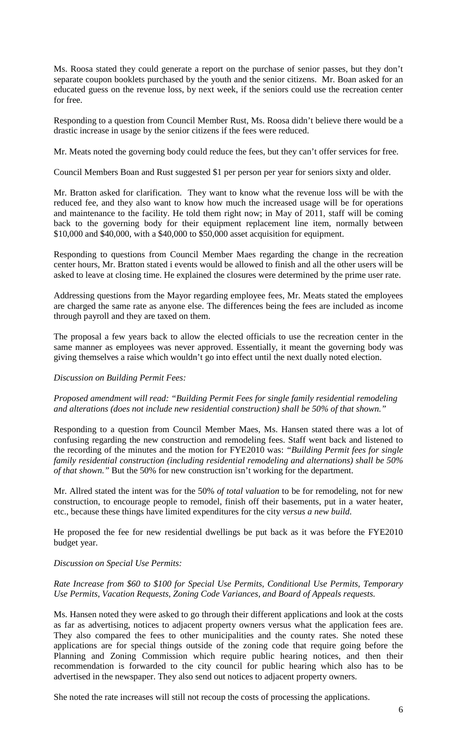Ms. Roosa stated they could generate a report on the purchase of senior passes, but they don't separate coupon booklets purchased by the youth and the senior citizens. Mr. Boan asked for an educated guess on the revenue loss, by next week, if the seniors could use the recreation center for free.

Responding to a question from Council Member Rust, Ms. Roosa didn't believe there would be a drastic increase in usage by the senior citizens if the fees were reduced.

Mr. Meats noted the governing body could reduce the fees, but they can't offer services for free.

Council Members Boan and Rust suggested $1 per person per year for seniors sixty and older.

Mr. Bratton asked for clarification. They want to know what the revenue loss will be with the reduced fee, and they also want to know how much the increased usage will be for operations and maintenance to the facility. He told them right now; in May of 2011, staff will be coming back to the governing body for their equipment replacement line item, normally between $10,000 and $40,000, with a $40,000 to $50,000 asset acquisition for equipment.

Responding to questions from Council Member Maes regarding the change in the recreation center hours, Mr. Bratton stated i events would be allowed to finish and all the other users will be asked to leave at closing time. He explained the closures were determined by the prime user rate.

Addressing questions from the Mayor regarding employee fees, Mr. Meats stated the employees are charged the same rate as anyone else. The differences being the fees are included as income through payroll and they are taxed on them.

The proposal a few years back to allow the elected officials to use the recreation center in the same manner as employees was never approved. Essentially, it meant the governing body was giving themselves a raise which wouldn't go into effect until the next dually noted election.

*Discussion on Building Permit Fees:*

*Proposed amendment will read: "Building Permit Fees for single family residential remodeling and alterations (does not include new residential construction) shall be 50% of that shown."*

Responding to a question from Council Member Maes, Ms. Hansen stated there was a lot of confusing regarding the new construction and remodeling fees. Staff went back and listened to the recording of the minutes and the motion for FYE2010 was: *"Building Permit fees for single family residential construction (including residential remodeling and alternations) shall be 50% of that shown."* But the 50% for new construction isn't working for the department.

Mr. Allred stated the intent was for the 50% *of total valuation* to be for remodeling, not for new construction, to encourage people to remodel, finish off their basements, put in a water heater, etc., because these things have limited expenditures for the city *versus a new build.*

He proposed the fee for new residential dwellings be put back as it was before the FYE2010 budget year.

*Discussion on Special Use Permits:*

*Rate Increase from $60 to $100 for Special Use Permits, Conditional Use Permits, Temporary Use Permits, Vacation Requests, Zoning Code Variances, and Board of Appeals requests.*

Ms. Hansen noted they were asked to go through their different applications and look at the costs as far as advertising, notices to adjacent property owners versus what the application fees are. They also compared the fees to other municipalities and the county rates. She noted these applications are for special things outside of the zoning code that require going before the Planning and Zoning Commission which require public hearing notices, and then their recommendation is forwarded to the city council for public hearing which also has to be advertised in the newspaper. They also send out notices to adjacent property owners.

She noted the rate increases will still not recoup the costs of processing the applications.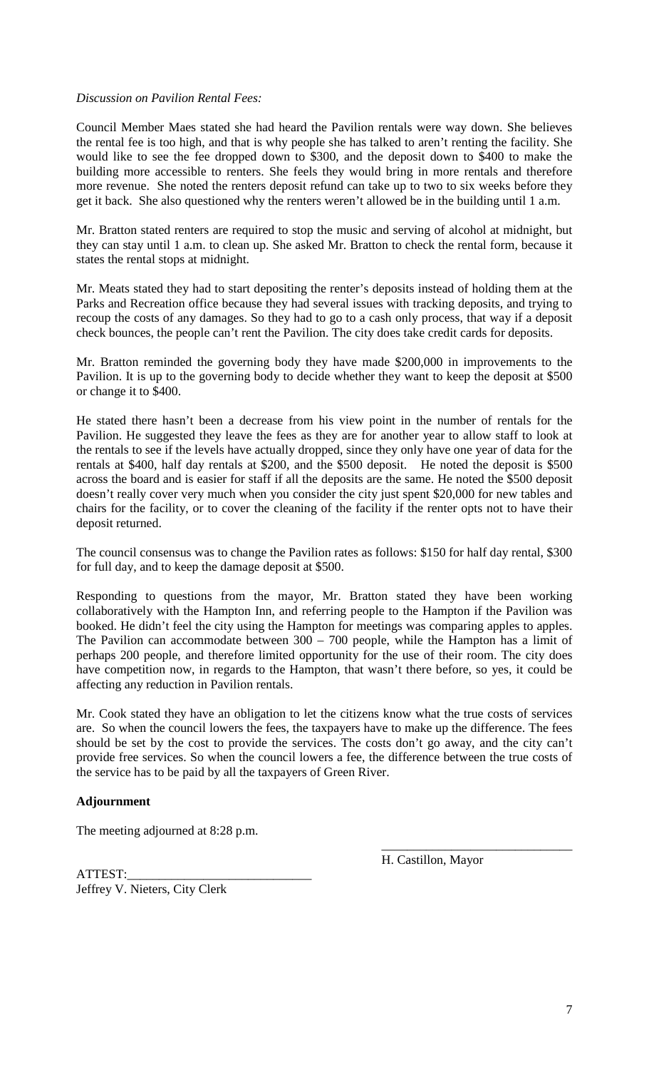*Discussion on Pavilion Rental Fees:*

Council Member Maes stated she had heard the Pavilion rentals were way down. She believes the rental fee is too high, and that is why people she has talked to aren't renting the facility. She would like to see the fee dropped down to $300, and the deposit down to $400 to make the building more accessible to renters. She feels they would bring in more rentals and therefore more revenue. She noted the renters deposit refund can take up to two to six weeks before they get it back. She also questioned why the renters weren't allowed be in the building until 1 a.m.

Mr. Bratton stated renters are required to stop the music and serving of alcohol at midnight, but they can stay until 1 a.m. to clean up. She asked Mr. Bratton to check the rental form, because it states the rental stops at midnight.

Mr. Meats stated they had to start depositing the renter's deposits instead of holding them at the Parks and Recreation office because they had several issues with tracking deposits, and trying to recoup the costs of any damages. So they had to go to a cash only process, that way if a deposit check bounces, the people can't rent the Pavilion. The city does take credit cards for deposits.

Mr. Bratton reminded the governing body they have made $200,000 in improvements to the Pavilion. It is up to the governing body to decide whether they want to keep the deposit at $500 or change it to $400.

He stated there hasn't been a decrease from his view point in the number of rentals for the Pavilion. He suggested they leave the fees as they are for another year to allow staff to look at the rentals to see if the levels have actually dropped, since they only have one year of data for the rentals at $400, half day rentals at $200, and the $500 deposit. He noted the deposit is $500 across the board and is easier for staff if all the deposits are the same. He noted the $500 deposit doesn't really cover very much when you consider the city just spent $20,000 for new tables and chairs for the facility, or to cover the cleaning of the facility if the renter opts not to have their deposit returned.

The council consensus was to change the Pavilion rates as follows: $150 for half day rental, $300 for full day, and to keep the damage deposit at $500.

Responding to questions from the mayor, Mr. Bratton stated they have been working collaboratively with the Hampton Inn, and referring people to the Hampton if the Pavilion was booked. He didn't feel the city using the Hampton for meetings was comparing apples to apples. The Pavilion can accommodate between 300 – 700 people, while the Hampton has a limit of perhaps 200 people, and therefore limited opportunity for the use of their room. The city does have competition now, in regards to the Hampton, that wasn't there before, so yes, it could be affecting any reduction in Pavilion rentals.

Mr. Cook stated they have an obligation to let the citizens know what the true costs of services are. So when the council lowers the fees, the taxpayers have to make up the difference. The fees should be set by the cost to provide the services. The costs don't go away, and the city can't provide free services. So when the council lowers a fee, the difference between the true costs of the service has to be paid by all the taxpayers of Green River.

**Adjournment**

The meeting adjourned at 8:28 p.m.

_______________________________
H. Castillon, Mayor

ATTEST:_____________________________
Jeffrey V. Nieters, City Clerk